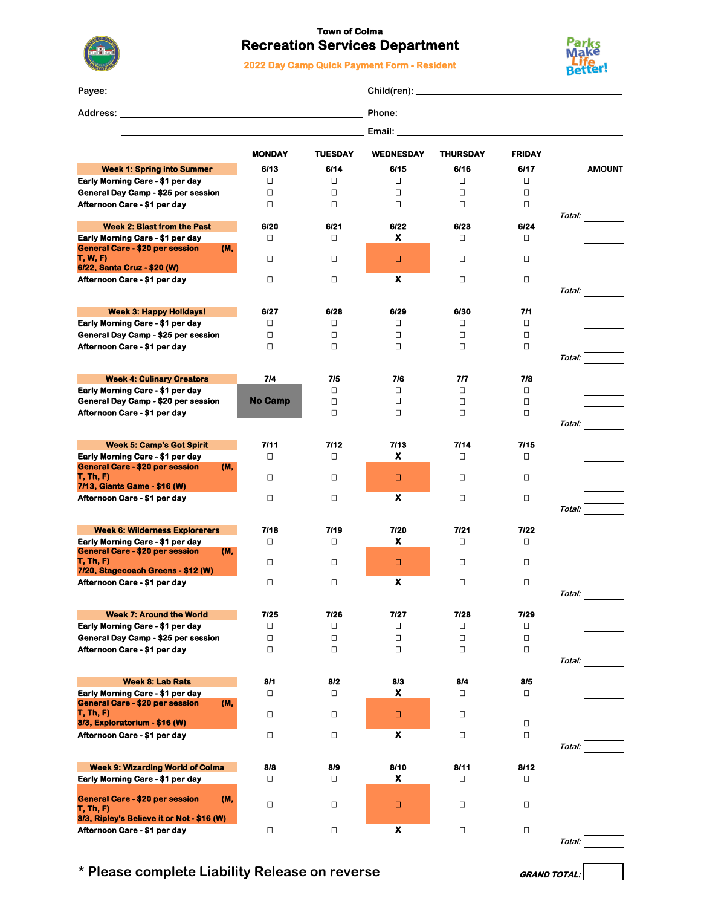Town of Colma

# Recreation Services Department

**2022 Day Camp Quick Payment Form - Resident**

Parks Make Life Better!

Payee: ______________________ Child(ren): ______________________

Address: ______________________ Phone: ______________________

______________________ Email: ______________________

| | MONDAY | TUESDAY | WEDNESDAY | THURSDAY | FRIDAY | AMOUNT |
|---|---|---|---|---|---|---|
| **Week 1: Spring into Summer** | 6/13 | 6/14 | 6/15 | 6/16 | 6/17 | |
| Early Morning Care - $1 per day | ☐ | ☐ | ☐ | ☐ | ☐ | ______ |
| General Day Camp - $25 per session | ☐ | ☐ | ☐ | ☐ | ☐ | ______ |
| Afternoon Care - $1 per day | ☐ | ☐ | ☐ | ☐ | ☐ | ______ |
| | | | | | | *Total:* ______ |
| **Week 2: Blast from the Past** | 6/20 | 6/21 | 6/22 | 6/23 | 6/24 | |
| Early Morning Care - $1 per day | ☐ | ☐ | X | ☐ | ☐ | ______ |
| General Care - $20 per session (M, T, W, F) 6/22, Santa Cruz - $20 (W) | ☐ | ☐ | ☐ | ☐ | ☐ | ______ |
| Afternoon Care - $1 per day | ☐ | ☐ | X | ☐ | ☐ | ______ |
| | | | | | | *Total:* ______ |
| **Week 3: Happy Holidays!** | 6/27 | 6/28 | 6/29 | 6/30 | 7/1 | |
| Early Morning Care - $1 per day | ☐ | ☐ | ☐ | ☐ | ☐ | ______ |
| General Day Camp - $25 per session | ☐ | ☐ | ☐ | ☐ | ☐ | ______ |
| Afternoon Care - $1 per day | ☐ | ☐ | ☐ | ☐ | ☐ | ______ |
| | | | | | | *Total:* ______ |
| **Week 4: Culinary Creators** | 7/4 | 7/5 | 7/6 | 7/7 | 7/8 | |
| Early Morning Care - $1 per day | No Camp | ☐ | ☐ | ☐ | ☐ | ______ |
| General Day Camp - $20 per session | No Camp | ☐ | ☐ | ☐ | ☐ | ______ |
| Afternoon Care - $1 per day | No Camp | ☐ | ☐ | ☐ | ☐ | ______ |
| | | | | | | *Total:* ______ |
| **Week 5: Camp's Got Spirit** | 7/11 | 7/12 | 7/13 | 7/14 | 7/15 | |
| Early Morning Care - $1 per day | ☐ | ☐ | X | ☐ | ☐ | ______ |
| General Care - $20 per session (M, T, Th, F) 7/13, Giants Game - $16 (W) | ☐ | ☐ | ☐ | ☐ | ☐ | ______ |
| Afternoon Care - $1 per day | ☐ | ☐ | X | ☐ | ☐ | ______ |
| | | | | | | *Total:* ______ |
| **Week 6: Wilderness Explorerers** | 7/18 | 7/19 | 7/20 | 7/21 | 7/22 | |
| Early Morning Care - $1 per day | ☐ | ☐ | X | ☐ | ☐ | ______ |
| General Care - $20 per session (M, T, Th, F) 7/20, Stagecoach Greens - $12 (W) | ☐ | ☐ | ☐ | ☐ | ☐ | ______ |
| Afternoon Care - $1 per day | ☐ | ☐ | X | ☐ | ☐ | ______ |
| | | | | | | *Total:* ______ |
| **Week 7: Around the World** | 7/25 | 7/26 | 7/27 | 7/28 | 7/29 | |
| Early Morning Care - $1 per day | ☐ | ☐ | ☐ | ☐ | ☐ | ______ |
| General Day Camp - $25 per session | ☐ | ☐ | ☐ | ☐ | ☐ | ______ |
| Afternoon Care - $1 per day | ☐ | ☐ | ☐ | ☐ | ☐ | ______ |
| | | | | | | *Total:* ______ |
| **Week 8: Lab Rats** | 8/1 | 8/2 | 8/3 | 8/4 | 8/5 | |
| Early Morning Care - $1 per day | ☐ | ☐ | X | ☐ | ☐ | ______ |
| General Care - $20 per session (M, T, Th, F) 8/3, Exploratorium - $16 (W) | ☐ | ☐ | ☐ | ☐ | ☐ | ______ |
| Afternoon Care - $1 per day | ☐ | ☐ | X | ☐ | ☐ | ______ |
| | | | | | | *Total:* ______ |
| **Week 9: Wizarding World of Colma** | 8/8 | 8/9 | 8/10 | 8/11 | 8/12 | |
| Early Morning Care - $1 per day | ☐ | ☐ | X | ☐ | ☐ | ______ |
| General Care - $20 per session (M, T, Th, F) 8/3, Ripley's Believe it or Not - $16 (W) | ☐ | ☐ | ☐ | ☐ | ☐ | ______ |
| Afternoon Care - $1 per day | ☐ | ☐ | X | ☐ | ☐ | ______ |
| | | | | | | *Total:* ______ |

**\* Please complete Liability Release on reverse**

***GRAND TOTAL:*** ______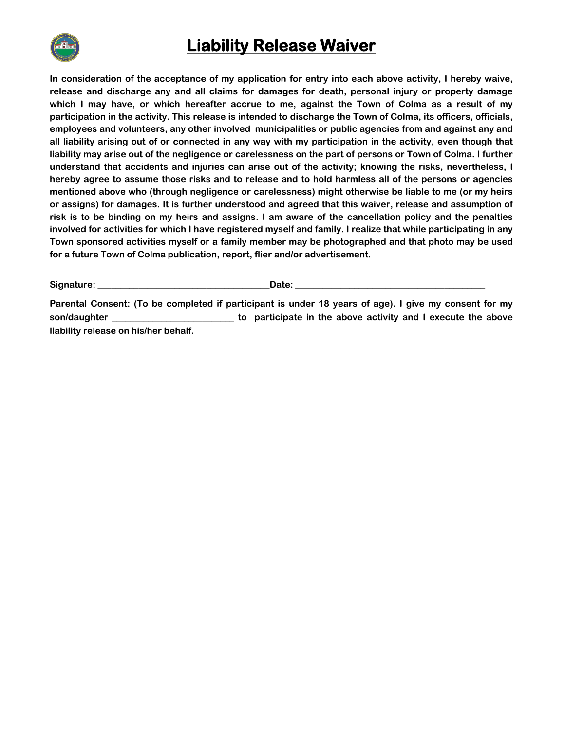# Liability Release Waiver

**In consideration of the acceptance of my application for entry into each above activity, I hereby waive, release and discharge any and all claims for damages for death, personal injury or property damage which I may have, or which hereafter accrue to me, against the Town of Colma as a result of my participation in the activity. This release is intended to discharge the Town of Colma, its officers, officials, employees and volunteers, any other involved municipalities or public agencies from and against any and all liability arising out of or connected in any way with my participation in the activity, even though that liability may arise out of the negligence or carelessness on the part of persons or Town of Colma. I further understand that accidents and injuries can arise out of the activity; knowing the risks, nevertheless, I hereby agree to assume those risks and to release and to hold harmless all of the persons or agencies mentioned above who (through negligence or carelessness) might otherwise be liable to me (or my heirs or assigns) for damages. It is further understood and agreed that this waiver, release and assumption of risk is to be binding on my heirs and assigns. I am aware of the cancellation policy and the penalties involved for activities for which I have registered myself and family. I realize that while participating in any Town sponsored activities myself or a family member may be photographed and that photo may be used for a future Town of Colma publication, report, flier and/or advertisement.**

**Signature: ____________________________________Date: ________________________________________**

**Parental Consent: (To be completed if participant is under 18 years of age). I give my consent for my son/daughter __________________________ to participate in the above activity and I execute the above liability release on his/her behalf.**